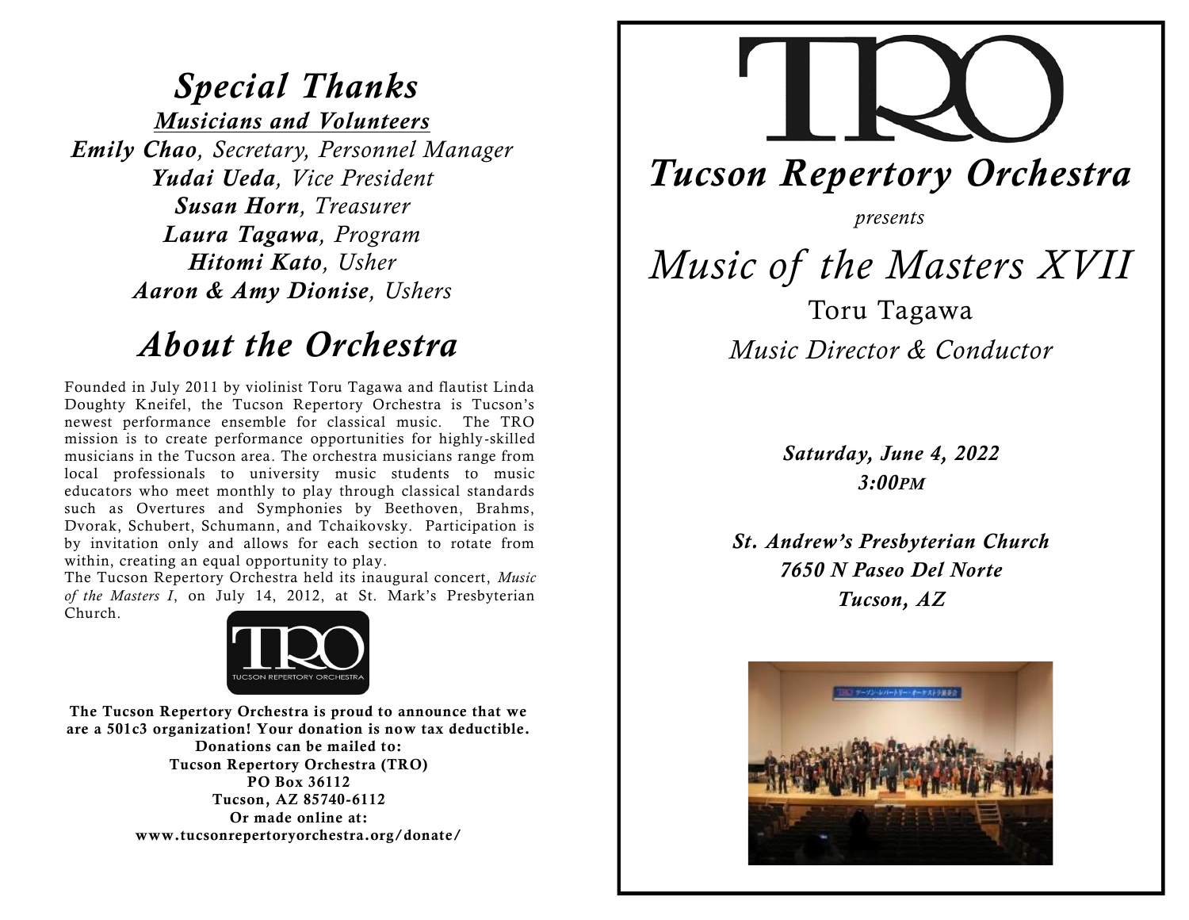# *Special Thanks*

***Musicians and Volunteers***

***Emily Chao**, Secretary, Personnel Manager*
***Yudai Ueda**, Vice President*
***Susan Horn**, Treasurer*
***Laura Tagawa**, Program*
***Hitomi Kato**, Usher*
***Aaron & Amy Dionise**, Ushers*

# *About the Orchestra*

Founded in July 2011 by violinist Toru Tagawa and flautist Linda Doughty Kneifel, the Tucson Repertory Orchestra is Tucson's newest performance ensemble for classical music. The TRO mission is to create performance opportunities for highly-skilled musicians in the Tucson area. The orchestra musicians range from local professionals to university music students to music educators who meet monthly to play through classical standards such as Overtures and Symphonies by Beethoven, Brahms, Dvorak, Schubert, Schumann, and Tchaikovsky. Participation is by invitation only and allows for each section to rotate from within, creating an equal opportunity to play.

The Tucson Repertory Orchestra held its inaugural concert, *Music of the Masters I*, on July 14, 2012, at St. Mark's Presbyterian Church.

TRO
TUCSON REPERTORY ORCHESTRA

**The Tucson Repertory Orchestra is proud to announce that we are a 501c3 organization! Your donation is now tax deductible.**
**Donations can be mailed to:**
**Tucson Repertory Orchestra (TRO)**
**PO Box 36112**
**Tucson, AZ 85740-6112**
**Or made online at:**
**www.tucsonrepertoryorchestra.org/donate/**

TRO

# *Tucson Repertory Orchestra*

*presents*

# *Music of the Masters XVII*

Toru Tagawa

*Music Director & Conductor*

***Saturday, June 4, 2022***
***3:00PM***

***St. Andrew's Presbyterian Church***
***7650 N Paseo Del Norte***
***Tucson, AZ***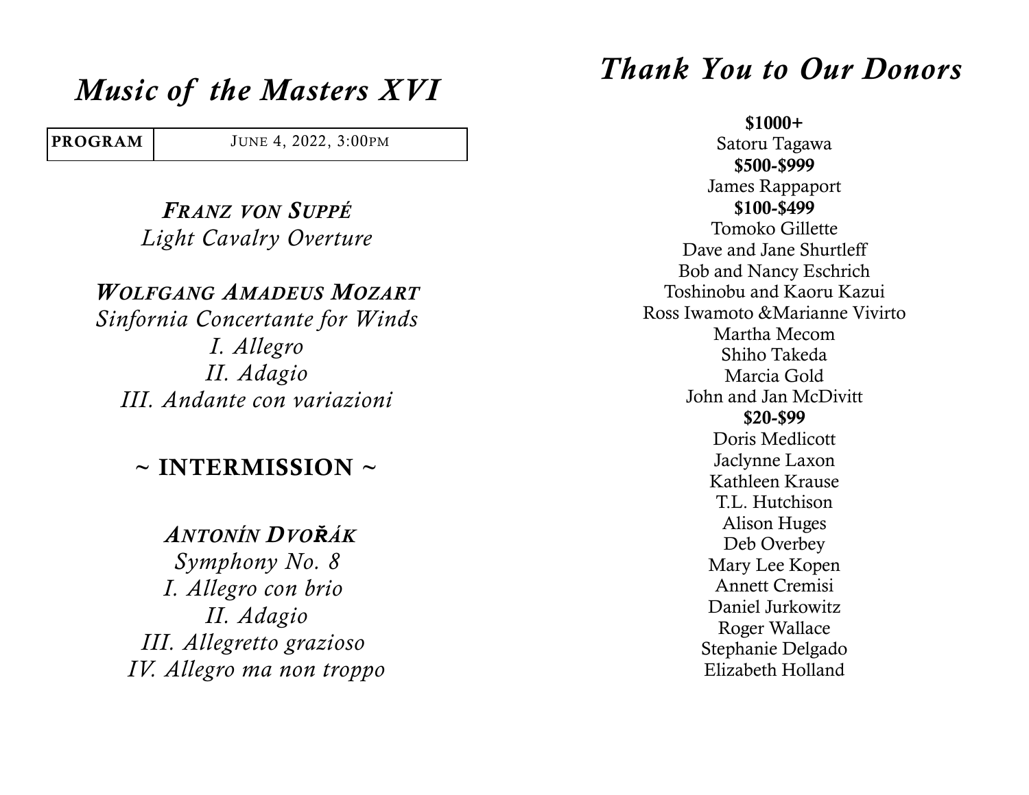# *Music of the Masters XVI*

| PROGRAM | JUNE 4, 2022, 3:00PM |
| --- | --- |

***Franz von Suppé***
*Light Cavalry Overture*

***Wolfgang Amadeus Mozart***
*Sinfornia Concertante for Winds*
*I. Allegro*
*II. Adagio*
*III. Andante con variazioni*

**~ INTERMISSION ~**

***Antonín Dvořák***
*Symphony No. 8*
*I. Allegro con brio*
*II. Adagio*
*III. Allegretto grazioso*
*IV. Allegro ma non troppo*

# *Thank You to Our Donors*

**$1000+**
Satoru Tagawa

**$500-$999**
James Rappaport

**$100-$499**
Tomoko Gillette
Dave and Jane Shurtleff
Bob and Nancy Eschrich
Toshinobu and Kaoru Kazui
Ross Iwamoto &Marianne Vivirto
Martha Mecom
Shiho Takeda
Marcia Gold
John and Jan McDivitt

**$20-$99**
Doris Medlicott
Jaclynne Laxon
Kathleen Krause
T.L. Hutchison
Alison Huges
Deb Overbey
Mary Lee Kopen
Annett Cremisi
Daniel Jurkowitz
Roger Wallace
Stephanie Delgado
Elizabeth Holland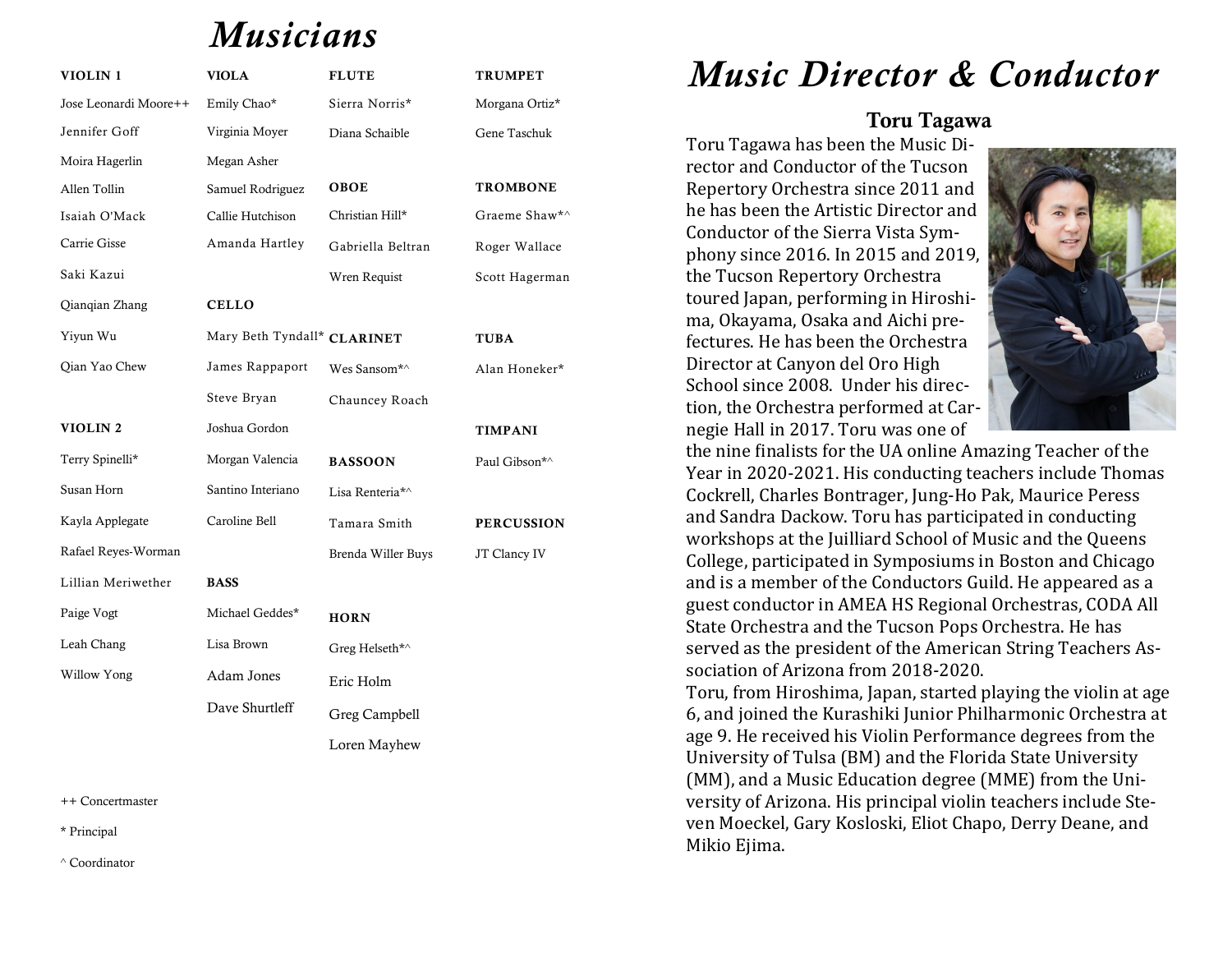# *Musicians*

**VIOLIN 1**

Jose Leonardi Moore++
Jennifer Goff
Moira Hagerlin
Allen Tollin
Isaiah O'Mack
Carrie Gisse
Saki Kazui
Qianqian Zhang
Yiyun Wu
Qian Yao Chew

**VIOLIN 2**

Terry Spinelli*
Susan Horn
Kayla Applegate
Rafael Reyes-Worman
Lillian Meriwether
Paige Vogt
Leah Chang
Willow Yong

**VIOLA**

Emily Chao*
Virginia Moyer
Megan Asher
Samuel Rodriguez
Callie Hutchison
Amanda Hartley

**CELLO**

Mary Beth Tyndall*
James Rappaport
Steve Bryan
Joshua Gordon
Morgan Valencia
Santino Interiano
Caroline Bell

**BASS**

Michael Geddes*
Lisa Brown
Adam Jones
Dave Shurtleff

**FLUTE**

Sierra Norris*
Diana Schaible

**OBOE**

Christian Hill*
Gabriella Beltran
Wren Requist

**CLARINET**

Wes Sansom*^
Chauncey Roach

**BASSOON**

Lisa Renteria*^
Tamara Smith
Brenda Willer Buys

**HORN**

Greg Helseth*^
Eric Holm
Greg Campbell
Loren Mayhew

**TRUMPET**

Morgana Ortiz*
Gene Taschuk

**TROMBONE**

Graeme Shaw*^
Roger Wallace
Scott Hagerman

**TUBA**

Alan Honeker*

**TIMPANI**

Paul Gibson*^

**PERCUSSION**

JT Clancy IV

++ Concertmaster
* Principal
^ Coordinator

# *Music Director & Conductor*

## Toru Tagawa

Toru Tagawa has been the Music Director and Conductor of the Tucson Repertory Orchestra since 2011 and he has been the Artistic Director and Conductor of the Sierra Vista Symphony since 2016. In 2015 and 2019, the Tucson Repertory Orchestra toured Japan, performing in Hiroshima, Okayama, Osaka and Aichi prefectures. He has been the Orchestra Director at Canyon del Oro High School since 2008. Under his direction, the Orchestra performed at Carnegie Hall in 2017. Toru was one of the nine finalists for the UA online Amazing Teacher of the Year in 2020-2021. His conducting teachers include Thomas Cockrell, Charles Bontrager, Jung-Ho Pak, Maurice Peress and Sandra Dackow. Toru has participated in conducting workshops at the Juilliard School of Music and the Queens College, participated in Symposiums in Boston and Chicago and is a member of the Conductors Guild. He appeared as a guest conductor in AMEA HS Regional Orchestras, CODA All State Orchestra and the Tucson Pops Orchestra. He has served as the president of the American String Teachers Association of Arizona from 2018-2020.

Toru, from Hiroshima, Japan, started playing the violin at age 6, and joined the Kurashiki Junior Philharmonic Orchestra at age 9. He received his Violin Performance degrees from the University of Tulsa (BM) and the Florida State University (MM), and a Music Education degree (MME) from the University of Arizona. His principal violin teachers include Steven Moeckel, Gary Kosloski, Eliot Chapo, Derry Deane, and Mikio Ejima.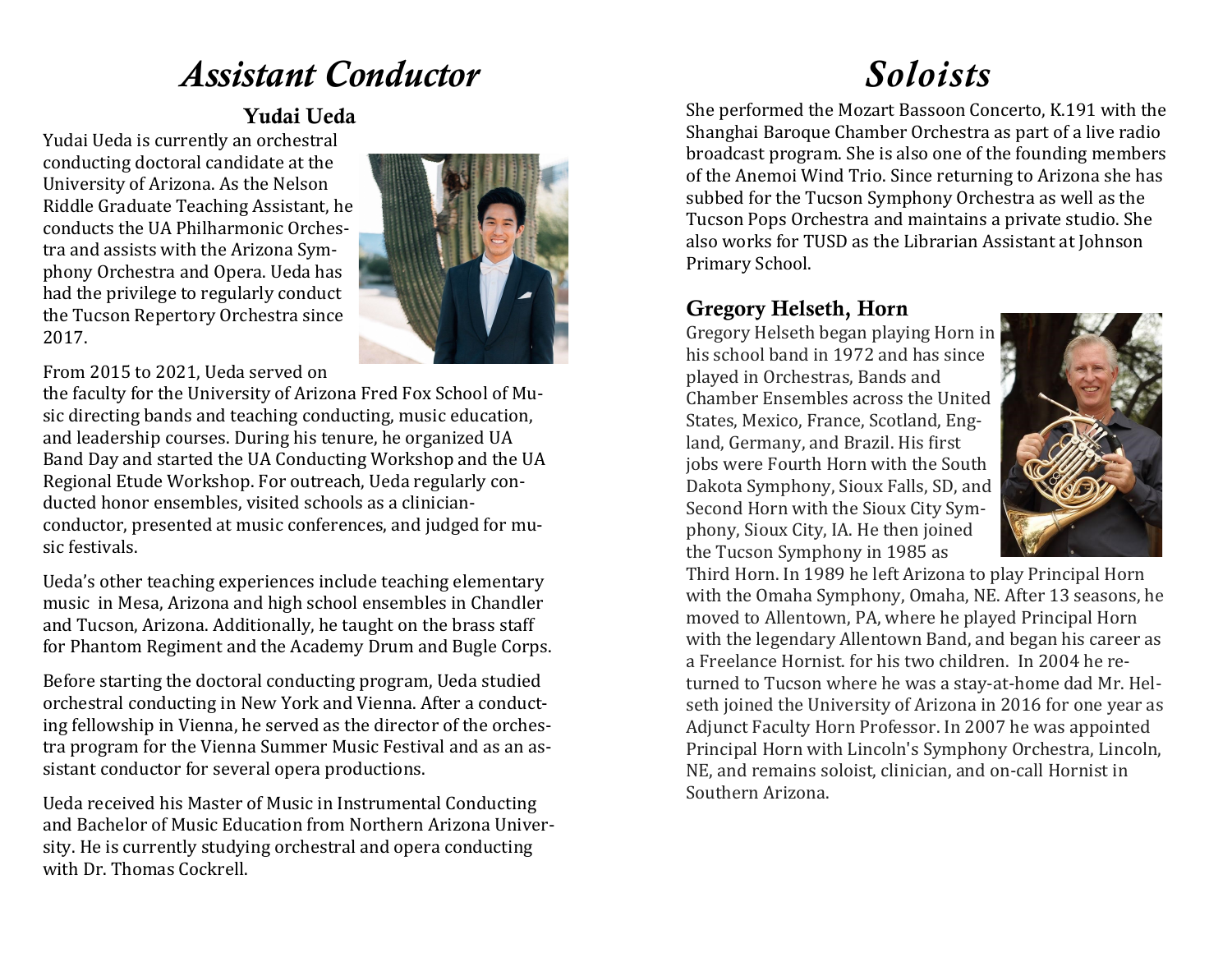# *Assistant Conductor*

### Yudai Ueda

Yudai Ueda is currently an orchestral conducting doctoral candidate at the University of Arizona. As the Nelson Riddle Graduate Teaching Assistant, he conducts the UA Philharmonic Orchestra and assists with the Arizona Symphony Orchestra and Opera. Ueda has had the privilege to regularly conduct the Tucson Repertory Orchestra since 2017.

From 2015 to 2021, Ueda served on the faculty for the University of Arizona Fred Fox School of Music directing bands and teaching conducting, music education, and leadership courses. During his tenure, he organized UA Band Day and started the UA Conducting Workshop and the UA Regional Etude Workshop. For outreach, Ueda regularly conducted honor ensembles, visited schools as a clinician-conductor, presented at music conferences, and judged for music festivals.

Ueda's other teaching experiences include teaching elementary music in Mesa, Arizona and high school ensembles in Chandler and Tucson, Arizona. Additionally, he taught on the brass staff for Phantom Regiment and the Academy Drum and Bugle Corps.

Before starting the doctoral conducting program, Ueda studied orchestral conducting in New York and Vienna. After a conducting fellowship in Vienna, he served as the director of the orchestra program for the Vienna Summer Music Festival and as an assistant conductor for several opera productions.

Ueda received his Master of Music in Instrumental Conducting and Bachelor of Music Education from Northern Arizona University. He is currently studying orchestral and opera conducting with Dr. Thomas Cockrell.

# *Soloists*

She performed the Mozart Bassoon Concerto, K.191 with the Shanghai Baroque Chamber Orchestra as part of a live radio broadcast program. She is also one of the founding members of the Anemoi Wind Trio. Since returning to Arizona she has subbed for the Tucson Symphony Orchestra as well as the Tucson Pops Orchestra and maintains a private studio. She also works for TUSD as the Librarian Assistant at Johnson Primary School.

### Gregory Helseth, Horn

Gregory Helseth began playing Horn in his school band in 1972 and has since played in Orchestras, Bands and Chamber Ensembles across the United States, Mexico, France, Scotland, England, Germany, and Brazil. His first jobs were Fourth Horn with the South Dakota Symphony, Sioux Falls, SD, and Second Horn with the Sioux City Symphony, Sioux City, IA. He then joined the Tucson Symphony in 1985 as Third Horn. In 1989 he left Arizona to play Principal Horn with the Omaha Symphony, Omaha, NE. After 13 seasons, he moved to Allentown, PA, where he played Principal Horn with the legendary Allentown Band, and began his career as a Freelance Hornist. for his two children. In 2004 he returned to Tucson where he was a stay-at-home dad Mr. Helseth joined the University of Arizona in 2016 for one year as Adjunct Faculty Horn Professor. In 2007 he was appointed Principal Horn with Lincoln's Symphony Orchestra, Lincoln, NE, and remains soloist, clinician, and on-call Hornist in Southern Arizona.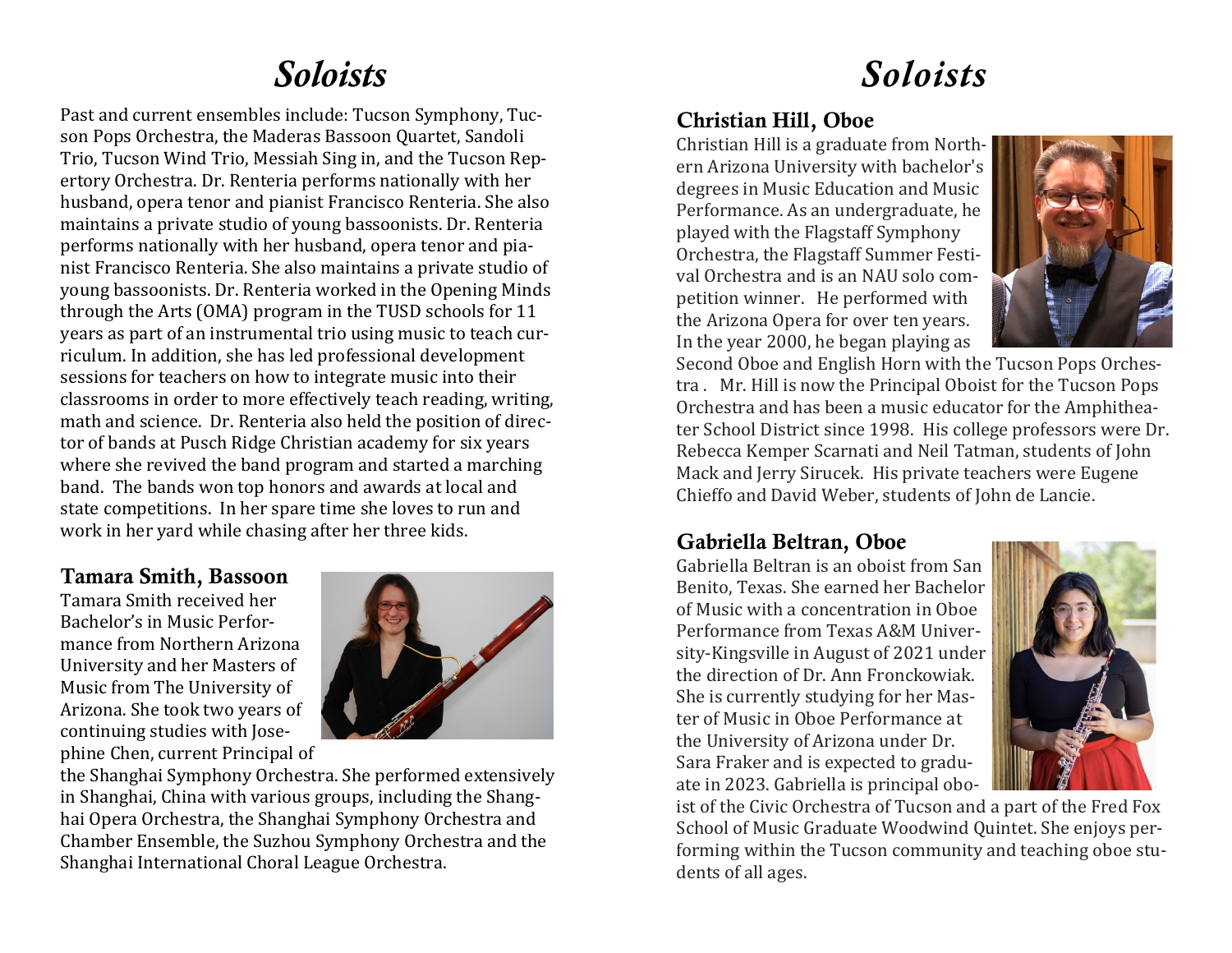# Soloists

Past and current ensembles include: Tucson Symphony, Tucson Pops Orchestra, the Maderas Bassoon Quartet, Sandoli Trio, Tucson Wind Trio, Messiah Sing in, and the Tucson Repertory Orchestra. Dr. Renteria performs nationally with her husband, opera tenor and pianist Francisco Renteria. She also maintains a private studio of young bassoonists. Dr. Renteria performs nationally with her husband, opera tenor and pianist Francisco Renteria. She also maintains a private studio of young bassoonists. Dr. Renteria worked in the Opening Minds through the Arts (OMA) program in the TUSD schools for 11 years as part of an instrumental trio using music to teach curriculum. In addition, she has led professional development sessions for teachers on how to integrate music into their classrooms in order to more effectively teach reading, writing, math and science. Dr. Renteria also held the position of director of bands at Pusch Ridge Christian academy for six years where she revived the band program and started a marching band. The bands won top honors and awards at local and state competitions. In her spare time she loves to run and work in her yard while chasing after her three kids.

## Tamara Smith, Bassoon

Tamara Smith received her Bachelor's in Music Performance from Northern Arizona University and her Masters of Music from The University of Arizona. She took two years of continuing studies with Josephine Chen, current Principal of the Shanghai Symphony Orchestra. She performed extensively in Shanghai, China with various groups, including the Shanghai Opera Orchestra, the Shanghai Symphony Orchestra and Chamber Ensemble, the Suzhou Symphony Orchestra and the Shanghai International Choral League Orchestra.

# Soloists

## Christian Hill, Oboe

Christian Hill is a graduate from Northern Arizona University with bachelor's degrees in Music Education and Music Performance. As an undergraduate, he played with the Flagstaff Symphony Orchestra, the Flagstaff Summer Festival Orchestra and is an NAU solo competition winner. He performed with the Arizona Opera for over ten years. In the year 2000, he began playing as Second Oboe and English Horn with the Tucson Pops Orchestra . Mr. Hill is now the Principal Oboist for the Tucson Pops Orchestra and has been a music educator for the Amphitheater School District since 1998. His college professors were Dr. Rebecca Kemper Scarnati and Neil Tatman, students of John Mack and Jerry Sirucek. His private teachers were Eugene Chieffo and David Weber, students of John de Lancie.

## Gabriella Beltran, Oboe

Gabriella Beltran is an oboist from San Benito, Texas. She earned her Bachelor of Music with a concentration in Oboe Performance from Texas A&M University-Kingsville in August of 2021 under the direction of Dr. Ann Fronckowiak. She is currently studying for her Master of Music in Oboe Performance at the University of Arizona under Dr. Sara Fraker and is expected to graduate in 2023. Gabriella is principal oboist of the Civic Orchestra of Tucson and a part of the Fred Fox School of Music Graduate Woodwind Quintet. She enjoys performing within the Tucson community and teaching oboe students of all ages.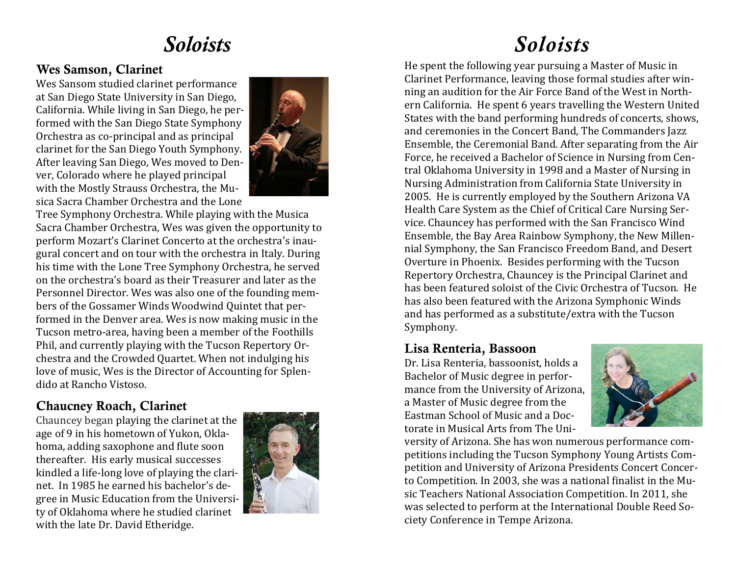# *Soloists*

### Wes Samson, Clarinet

Wes Sansom studied clarinet performance at San Diego State University in San Diego, California. While living in San Diego, he performed with the San Diego State Symphony Orchestra as co-principal and as principal clarinet for the San Diego Youth Symphony. After leaving San Diego, Wes moved to Denver, Colorado where he played principal with the Mostly Strauss Orchestra, the Musica Sacra Chamber Orchestra and the Lone Tree Symphony Orchestra. While playing with the Musica Sacra Chamber Orchestra, Wes was given the opportunity to perform Mozart's Clarinet Concerto at the orchestra's inaugural concert and on tour with the orchestra in Italy. During his time with the Lone Tree Symphony Orchestra, he served on the orchestra's board as their Treasurer and later as the Personnel Director. Wes was also one of the founding members of the Gossamer Winds Woodwind Quintet that performed in the Denver area. Wes is now making music in the Tucson metro-area, having been a member of the Foothills Phil, and currently playing with the Tucson Repertory Orchestra and the Crowded Quartet. When not indulging his love of music, Wes is the Director of Accounting for Splendido at Rancho Vistoso.

### Chaucney Roach, Clarinet

Chauncey began playing the clarinet at the age of 9 in his hometown of Yukon, Oklahoma, adding saxophone and flute soon thereafter. His early musical successes kindled a life-long love of playing the clarinet. In 1985 he earned his bachelor's degree in Music Education from the University of Oklahoma where he studied clarinet with the late Dr. David Etheridge.

# *Soloists*

He spent the following year pursuing a Master of Music in Clarinet Performance, leaving those formal studies after winning an audition for the Air Force Band of the West in Northern California. He spent 6 years travelling the Western United States with the band performing hundreds of concerts, shows, and ceremonies in the Concert Band, The Commanders Jazz Ensemble, the Ceremonial Band. After separating from the Air Force, he received a Bachelor of Science in Nursing from Central Oklahoma University in 1998 and a Master of Nursing in Nursing Administration from California State University in 2005. He is currently employed by the Southern Arizona VA Health Care System as the Chief of Critical Care Nursing Service. Chauncey has performed with the San Francisco Wind Ensemble, the Bay Area Rainbow Symphony, the New Millennial Symphony, the San Francisco Freedom Band, and Desert Overture in Phoenix. Besides performing with the Tucson Repertory Orchestra, Chauncey is the Principal Clarinet and has been featured soloist of the Civic Orchestra of Tucson. He has also been featured with the Arizona Symphonic Winds and has performed as a substitute/extra with the Tucson Symphony.

### Lisa Renteria, Bassoon

Dr. Lisa Renteria, bassoonist, holds a Bachelor of Music degree in performance from the University of Arizona, a Master of Music degree from the Eastman School of Music and a Doctorate in Musical Arts from The University of Arizona. She has won numerous performance competitions including the Tucson Symphony Young Artists Competition and University of Arizona Presidents Concert Concerto Competition. In 2003, she was a national finalist in the Music Teachers National Association Competition. In 2011, she was selected to perform at the International Double Reed Society Conference in Tempe Arizona.